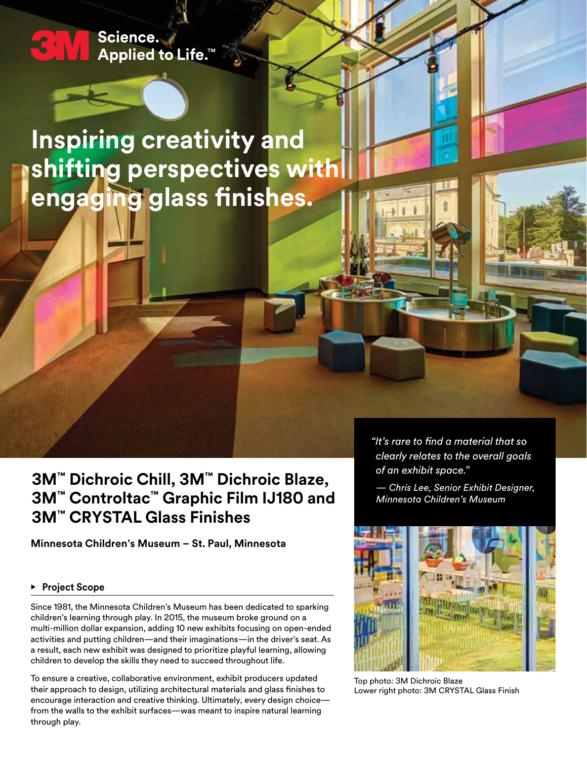3M Science. Applied to Life.™

# Inspiring creativity and shifting perspectives with engaging glass finishes.

## 3M™ Dichroic Chill, 3M™ Dichroic Blaze, 3M™ Controltac™ Graphic Film IJ180 and 3M™ CRYSTAL Glass Finishes

**Minnesota Children's Museum – St. Paul, Minnesota**

*"It's rare to find a material that so clearly relates to the overall goals of an exhibit space."*

*— Chris Lee, Senior Exhibit Designer, Minnesota Children's Museum*

### ▸ Project Scope

Since 1981, the Minnesota Children's Museum has been dedicated to sparking children's learning through play. In 2015, the museum broke ground on a multi-million dollar expansion, adding 10 new exhibits focusing on open-ended activities and putting children—and their imaginations—in the driver's seat. As a result, each new exhibit was designed to prioritize playful learning, allowing children to develop the skills they need to succeed throughout life.

To ensure a creative, collaborative environment, exhibit producers updated their approach to design, utilizing architectural materials and glass finishes to encourage interaction and creative thinking. Ultimately, every design choice—from the walls to the exhibit surfaces—was meant to inspire natural learning through play.

Top photo: 3M Dichroic Blaze
Lower right photo: 3M CRYSTAL Glass Finish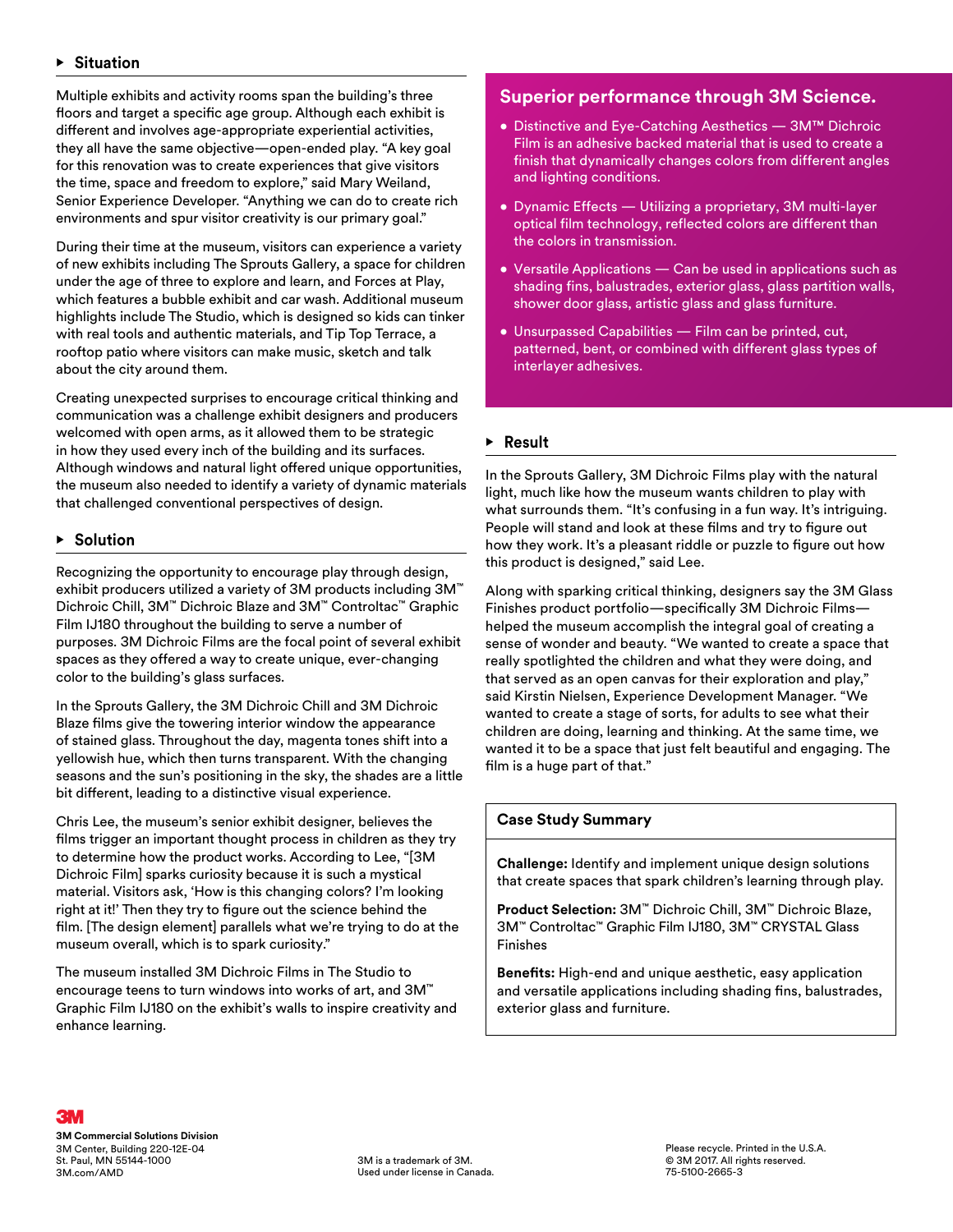## Situation

Multiple exhibits and activity rooms span the building's three floors and target a specific age group. Although each exhibit is different and involves age-appropriate experiential activities, they all have the same objective—open-ended play. "A key goal for this renovation was to create experiences that give visitors the time, space and freedom to explore," said Mary Weiland, Senior Experience Developer. "Anything we can do to create rich environments and spur visitor creativity is our primary goal."

During their time at the museum, visitors can experience a variety of new exhibits including The Sprouts Gallery, a space for children under the age of three to explore and learn, and Forces at Play, which features a bubble exhibit and car wash. Additional museum highlights include The Studio, which is designed so kids can tinker with real tools and authentic materials, and Tip Top Terrace, a rooftop patio where visitors can make music, sketch and talk about the city around them.

Creating unexpected surprises to encourage critical thinking and communication was a challenge exhibit designers and producers welcomed with open arms, as it allowed them to be strategic in how they used every inch of the building and its surfaces. Although windows and natural light offered unique opportunities, the museum also needed to identify a variety of dynamic materials that challenged conventional perspectives of design.

## Solution

Recognizing the opportunity to encourage play through design, exhibit producers utilized a variety of 3M products including 3M™ Dichroic Chill, 3M™ Dichroic Blaze and 3M™ Controltac™ Graphic Film IJ180 throughout the building to serve a number of purposes. 3M Dichroic Films are the focal point of several exhibit spaces as they offered a way to create unique, ever-changing color to the building's glass surfaces.

In the Sprouts Gallery, the 3M Dichroic Chill and 3M Dichroic Blaze films give the towering interior window the appearance of stained glass. Throughout the day, magenta tones shift into a yellowish hue, which then turns transparent. With the changing seasons and the sun's positioning in the sky, the shades are a little bit different, leading to a distinctive visual experience.

Chris Lee, the museum's senior exhibit designer, believes the films trigger an important thought process in children as they try to determine how the product works. According to Lee, "[3M Dichroic Film] sparks curiosity because it is such a mystical material. Visitors ask, 'How is this changing colors? I'm looking right at it!' Then they try to figure out the science behind the film. [The design element] parallels what we're trying to do at the museum overall, which is to spark curiosity."

The museum installed 3M Dichroic Films in The Studio to encourage teens to turn windows into works of art, and 3M™ Graphic Film IJ180 on the exhibit's walls to inspire creativity and enhance learning.

## Superior performance through 3M Science.

- Distinctive and Eye-Catching Aesthetics — 3M™ Dichroic Film is an adhesive backed material that is used to create a finish that dynamically changes colors from different angles and lighting conditions.
- Dynamic Effects — Utilizing a proprietary, 3M multi-layer optical film technology, reflected colors are different than the colors in transmission.
- Versatile Applications — Can be used in applications such as shading fins, balustrades, exterior glass, glass partition walls, shower door glass, artistic glass and glass furniture.
- Unsurpassed Capabilities — Film can be printed, cut, patterned, bent, or combined with different glass types of interlayer adhesives.

## Result

In the Sprouts Gallery, 3M Dichroic Films play with the natural light, much like how the museum wants children to play with what surrounds them. "It's confusing in a fun way. It's intriguing. People will stand and look at these films and try to figure out how they work. It's a pleasant riddle or puzzle to figure out how this product is designed," said Lee.

Along with sparking critical thinking, designers say the 3M Glass Finishes product portfolio—specifically 3M Dichroic Films—helped the museum accomplish the integral goal of creating a sense of wonder and beauty. "We wanted to create a space that really spotlighted the children and what they were doing, and that served as an open canvas for their exploration and play," said Kirstin Nielsen, Experience Development Manager. "We wanted to create a stage of sorts, for adults to see what their children are doing, learning and thinking. At the same time, we wanted it to be a space that just felt beautiful and engaging. The film is a huge part of that."

### Case Study Summary

**Challenge:** Identify and implement unique design solutions that create spaces that spark children's learning through play.

**Product Selection:** 3M™ Dichroic Chill, 3M™ Dichroic Blaze, 3M™ Controltac™ Graphic Film IJ180, 3M™ CRYSTAL Glass Finishes

**Benefits:** High-end and unique aesthetic, easy application and versatile applications including shading fins, balustrades, exterior glass and furniture.

**3M Commercial Solutions Division**
3M Center, Building 220-12E-04
St. Paul, MN 55144-1000
3M.com/AMD

3M is a trademark of 3M.
Used under license in Canada.

Please recycle. Printed in the U.S.A.
© 3M 2017. All rights reserved.
75-5100-2665-3